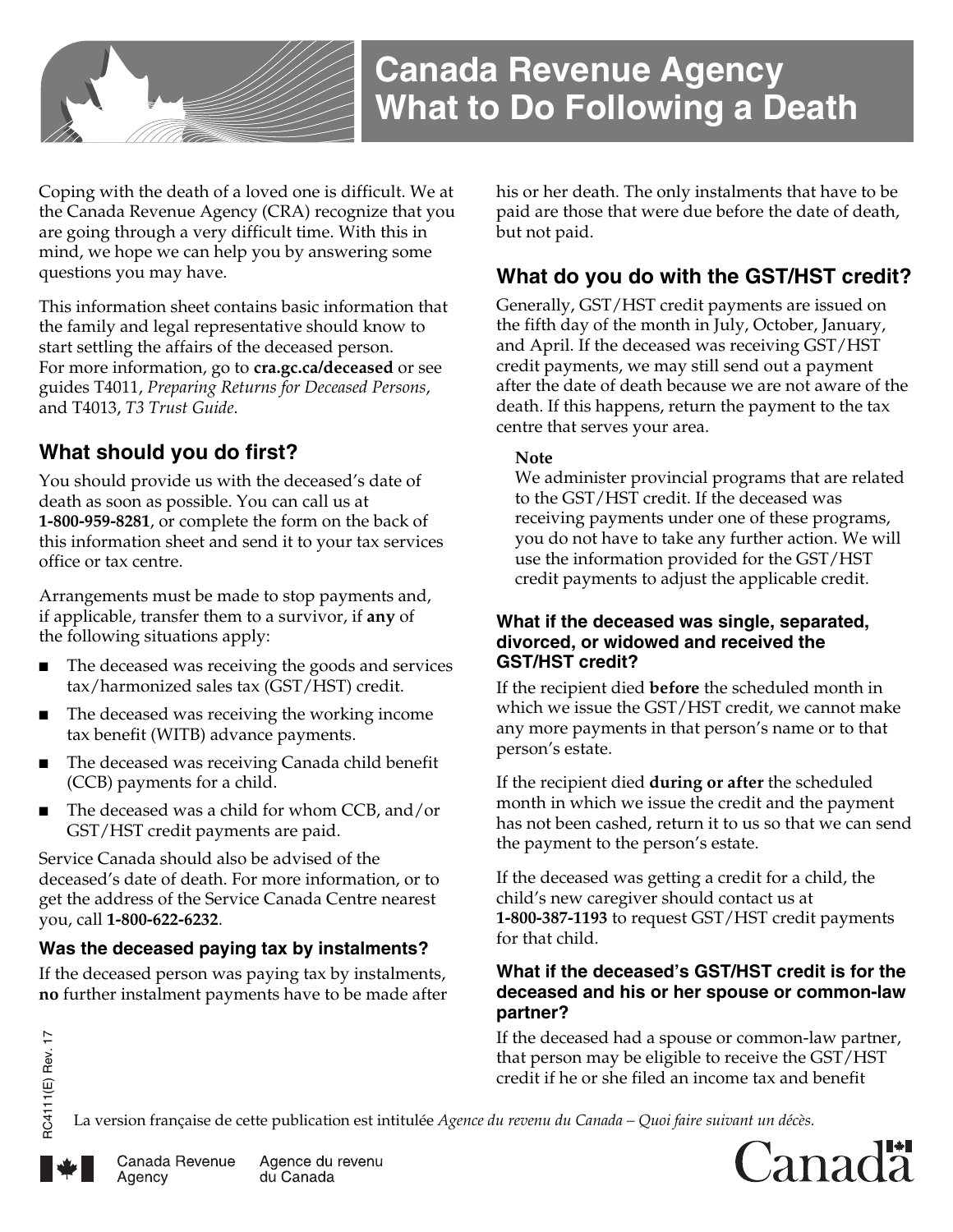# Canada Revenue Agency What to Do Following a Death

Coping with the death of a loved one is difficult. We at the Canada Revenue Agency (CRA) recognize that you are going through a very difficult time. With this in mind, we hope we can help you by answering some questions you may have.

This information sheet contains basic information that the family and legal representative should know to start settling the affairs of the deceased person. For more information, go to **cra.gc.ca/deceased** or see guides T4011, *Preparing Returns for Deceased Persons*, and T4013, *T3 Trust Guide*.

## What should you do first?

You should provide us with the deceased's date of death as soon as possible. You can call us at **1-800-959-8281**, or complete the form on the back of this information sheet and send it to your tax services office or tax centre.

Arrangements must be made to stop payments and, if applicable, transfer them to a survivor, if **any** of the following situations apply:

- The deceased was receiving the goods and services tax/harmonized sales tax (GST/HST) credit.
- The deceased was receiving the working income tax benefit (WITB) advance payments.
- The deceased was receiving Canada child benefit (CCB) payments for a child.
- The deceased was a child for whom CCB, and/or GST/HST credit payments are paid.

Service Canada should also be advised of the deceased's date of death. For more information, or to get the address of the Service Canada Centre nearest you, call **1-800-622-6232**.

### Was the deceased paying tax by instalments?

If the deceased person was paying tax by instalments, **no** further instalment payments have to be made after his or her death. The only instalments that have to be paid are those that were due before the date of death, but not paid.

## What do you do with the GST/HST credit?

Generally, GST/HST credit payments are issued on the fifth day of the month in July, October, January, and April. If the deceased was receiving GST/HST credit payments, we may still send out a payment after the date of death because we are not aware of the death. If this happens, return the payment to the tax centre that serves your area.

> **Note**
> We administer provincial programs that are related to the GST/HST credit. If the deceased was receiving payments under one of these programs, you do not have to take any further action. We will use the information provided for the GST/HST credit payments to adjust the applicable credit.

### What if the deceased was single, separated, divorced, or widowed and received the GST/HST credit?

If the recipient died **before** the scheduled month in which we issue the GST/HST credit, we cannot make any more payments in that person's name or to that person's estate.

If the recipient died **during or after** the scheduled month in which we issue the credit and the payment has not been cashed, return it to us so that we can send the payment to the person's estate.

If the deceased was getting a credit for a child, the child's new caregiver should contact us at **1-800-387-1193** to request GST/HST credit payments for that child.

### What if the deceased's GST/HST credit is for the deceased and his or her spouse or common-law partner?

If the deceased had a spouse or common-law partner, that person may be eligible to receive the GST/HST credit if he or she filed an income tax and benefit

RC4111(E) Rev. 17

La version française de cette publication est intitulée *Agence du revenu du Canada – Quoi faire suivant un décès.*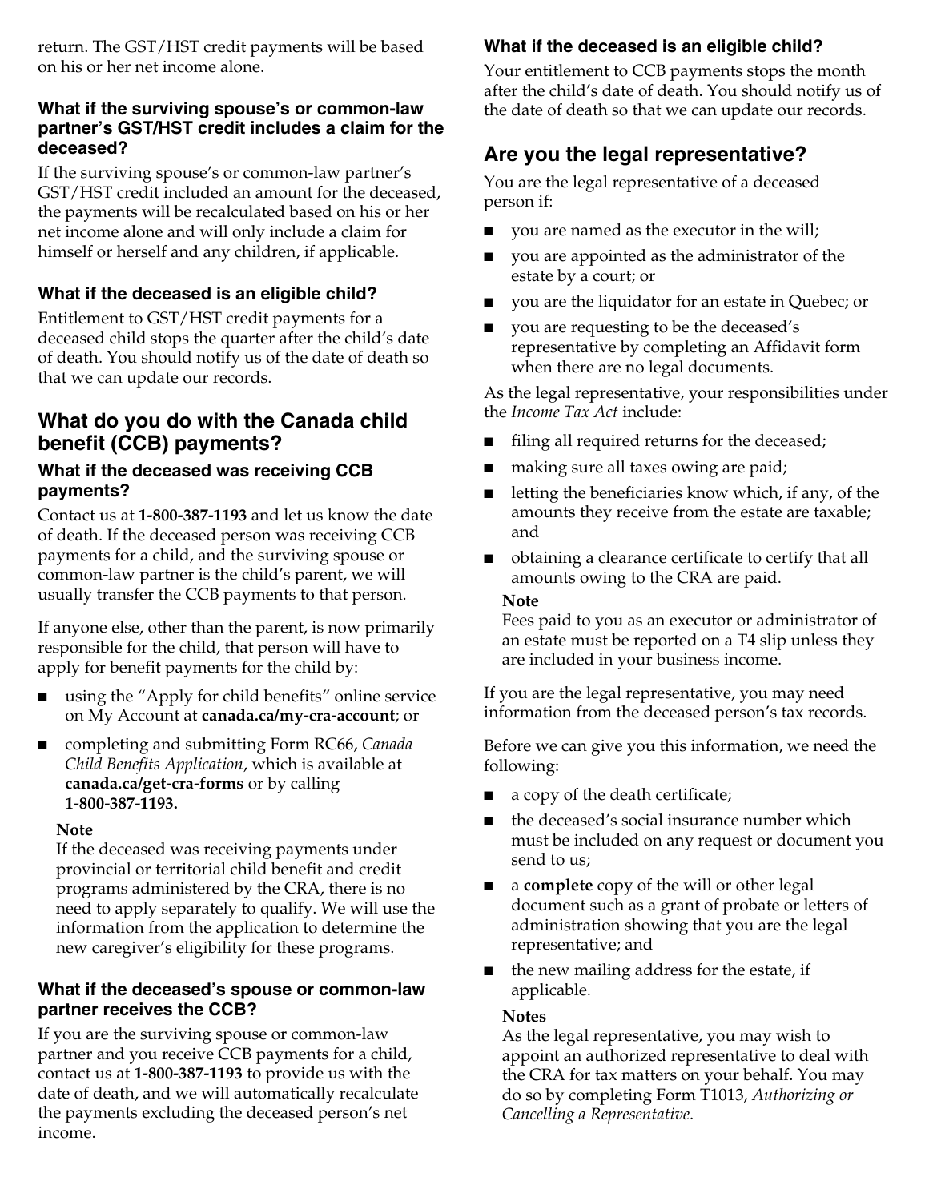return. The GST/HST credit payments will be based on his or her net income alone.

#### What if the surviving spouse's or common-law partner's GST/HST credit includes a claim for the deceased?

If the surviving spouse's or common-law partner's GST/HST credit included an amount for the deceased, the payments will be recalculated based on his or her net income alone and will only include a claim for himself or herself and any children, if applicable.

#### What if the deceased is an eligible child?

Entitlement to GST/HST credit payments for a deceased child stops the quarter after the child's date of death. You should notify us of the date of death so that we can update our records.

### What do you do with the Canada child benefit (CCB) payments?

#### What if the deceased was receiving CCB payments?

Contact us at **1-800-387-1193** and let us know the date of death. If the deceased person was receiving CCB payments for a child, and the surviving spouse or common-law partner is the child's parent, we will usually transfer the CCB payments to that person.

If anyone else, other than the parent, is now primarily responsible for the child, that person will have to apply for benefit payments for the child by:

- using the "Apply for child benefits" online service on My Account at **canada.ca/my-cra-account**; or
- completing and submitting Form RC66, *Canada Child Benefits Application*, which is available at **canada.ca/get-cra-forms** or by calling **1-800-387-1193.**

**Note**
If the deceased was receiving payments under provincial or territorial child benefit and credit programs administered by the CRA, there is no need to apply separately to qualify. We will use the information from the application to determine the new caregiver's eligibility for these programs.

#### What if the deceased's spouse or common-law partner receives the CCB?

If you are the surviving spouse or common-law partner and you receive CCB payments for a child, contact us at **1-800-387-1193** to provide us with the date of death, and we will automatically recalculate the payments excluding the deceased person's net income.

#### What if the deceased is an eligible child?

Your entitlement to CCB payments stops the month after the child's date of death. You should notify us of the date of death so that we can update our records.

### Are you the legal representative?

You are the legal representative of a deceased person if:

- you are named as the executor in the will;
- you are appointed as the administrator of the estate by a court; or
- you are the liquidator for an estate in Quebec; or
- you are requesting to be the deceased's representative by completing an Affidavit form when there are no legal documents.

As the legal representative, your responsibilities under the *Income Tax Act* include:

- filing all required returns for the deceased;
- making sure all taxes owing are paid;
- letting the beneficiaries know which, if any, of the amounts they receive from the estate are taxable; and
- obtaining a clearance certificate to certify that all amounts owing to the CRA are paid.

**Note**
Fees paid to you as an executor or administrator of an estate must be reported on a T4 slip unless they are included in your business income.

If you are the legal representative, you may need information from the deceased person's tax records.

Before we can give you this information, we need the following:

- a copy of the death certificate;
- the deceased's social insurance number which must be included on any request or document you send to us;
- a **complete** copy of the will or other legal document such as a grant of probate or letters of administration showing that you are the legal representative; and
- the new mailing address for the estate, if applicable.

**Notes**
As the legal representative, you may wish to appoint an authorized representative to deal with the CRA for tax matters on your behalf. You may do so by completing Form T1013, *Authorizing or Cancelling a Representative*.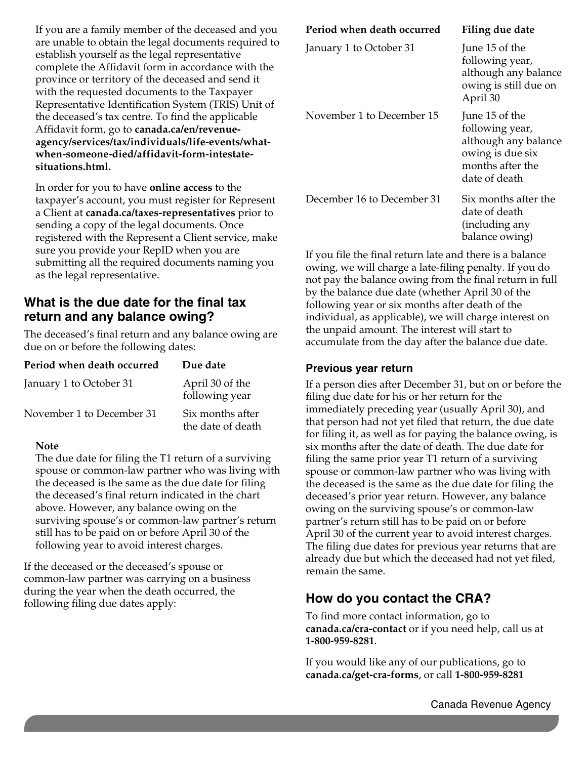If you are a family member of the deceased and you are unable to obtain the legal documents required to establish yourself as the legal representative complete the Affidavit form in accordance with the province or territory of the deceased and send it with the requested documents to the Taxpayer Representative Identification System (TRIS) Unit of the deceased's tax centre. To find the applicable Affidavit form, go to **canada.ca/en/revenue-agency/services/tax/individuals/life-events/what-when-someone-died/affidavit-form-intestate-situations.html.**

In order for you to have **online access** to the taxpayer's account, you must register for Represent a Client at **canada.ca/taxes-representatives** prior to sending a copy of the legal documents. Once registered with the Represent a Client service, make sure you provide your RepID when you are submitting all the required documents naming you as the legal representative.

## What is the due date for the final tax return and any balance owing?

The deceased's final return and any balance owing are due on or before the following dates:

| Period when death occurred | Due date |
|---|---|
| January 1 to October 31 | April 30 of the following year |
| November 1 to December 31 | Six months after the date of death |

**Note**

The due date for filing the T1 return of a surviving spouse or common-law partner who was living with the deceased is the same as the due date for filing the deceased's final return indicated in the chart above. However, any balance owing on the surviving spouse's or common-law partner's return still has to be paid on or before April 30 of the following year to avoid interest charges.

If the deceased or the deceased's spouse or common-law partner was carrying on a business during the year when the death occurred, the following filing due dates apply:

| Period when death occurred | Filing due date |
|---|---|
| January 1 to October 31 | June 15 of the following year, although any balance owing is still due on April 30 |
| November 1 to December 15 | June 15 of the following year, although any balance owing is due six months after the date of death |
| December 16 to December 31 | Six months after the date of death (including any balance owing) |

If you file the final return late and there is a balance owing, we will charge a late-filing penalty. If you do not pay the balance owing from the final return in full by the balance due date (whether April 30 of the following year or six months after death of the individual, as applicable), we will charge interest on the unpaid amount. The interest will start to accumulate from the day after the balance due date.

### Previous year return

If a person dies after December 31, but on or before the filing due date for his or her return for the immediately preceding year (usually April 30), and that person had not yet filed that return, the due date for filing it, as well as for paying the balance owing, is six months after the date of death. The due date for filing the same prior year T1 return of a surviving spouse or common-law partner who was living with the deceased is the same as the due date for filing the deceased's prior year return. However, any balance owing on the surviving spouse's or common-law partner's return still has to be paid on or before April 30 of the current year to avoid interest charges. The filing due dates for previous year returns that are already due but which the deceased had not yet filed, remain the same.

## How do you contact the CRA?

To find more contact information, go to **canada.ca/cra-contact** or if you need help, call us at **1-800-959-8281**.

If you would like any of our publications, go to **canada.ca/get-cra-forms**, or call **1-800-959-8281**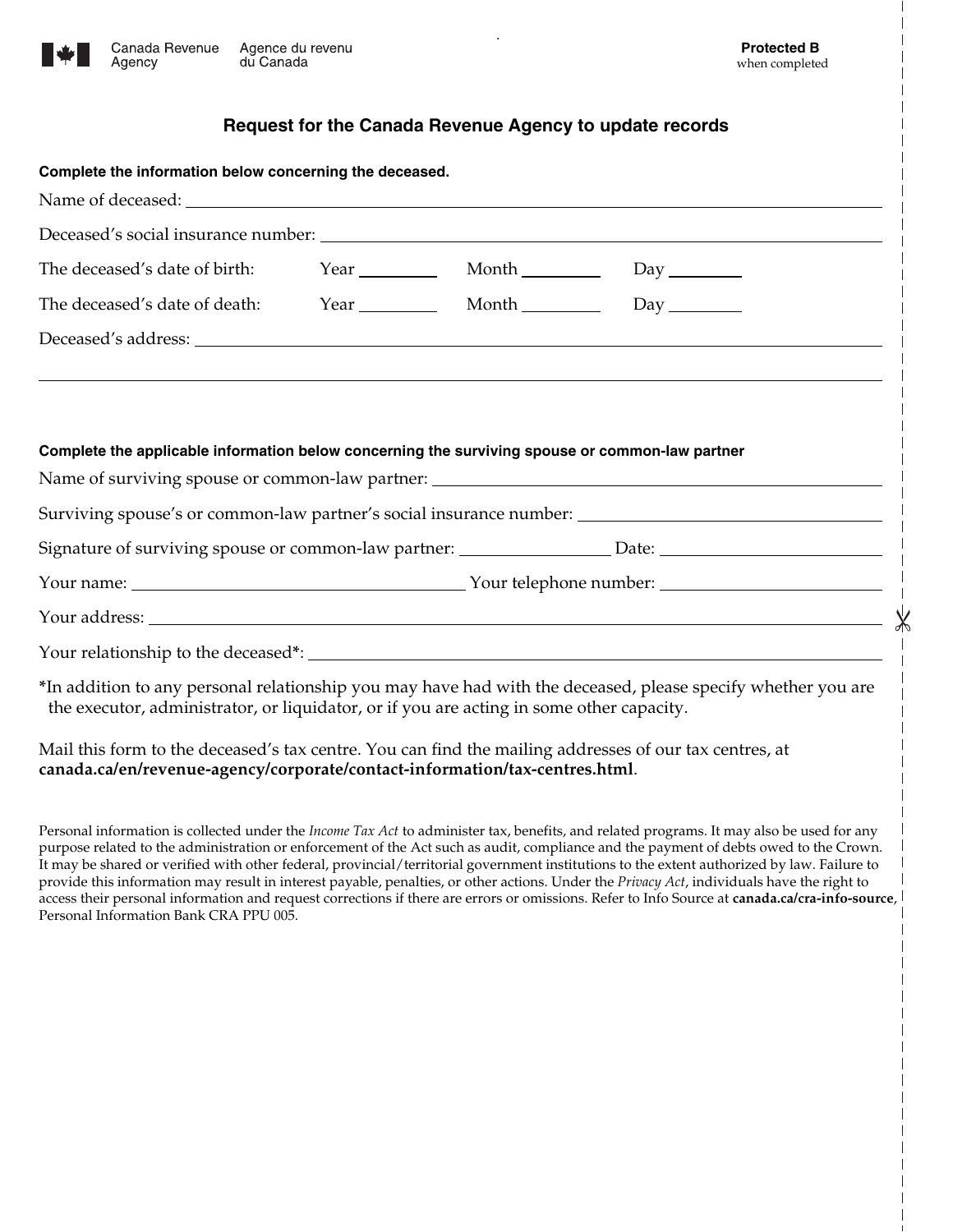Canada Revenue Agency / Agence du revenu du Canada

**Protected B** when completed

## Request for the Canada Revenue Agency to update records

**Complete the information below concerning the deceased.**

Name of deceased: ____________________

Deceased's social insurance number: ____________________

The deceased's date of birth: Year ________ Month ________ Day ________

The deceased's date of death: Year ________ Month ________ Day ________

Deceased's address: ____________________

____________________

**Complete the applicable information below concerning the surviving spouse or common-law partner**

Name of surviving spouse or common-law partner: ____________________

Surviving spouse's or common-law partner's social insurance number: ____________________

Signature of surviving spouse or common-law partner: ____________________ Date: ____________________

Your name: ____________________ Your telephone number: ____________________

Your address: ____________________

Your relationship to the deceased*: ____________________

*In addition to any personal relationship you may have had with the deceased, please specify whether you are the executor, administrator, or liquidator, or if you are acting in some other capacity.

Mail this form to the deceased's tax centre. You can find the mailing addresses of our tax centres, at **canada.ca/en/revenue-agency/corporate/contact-information/tax-centres.html**.

Personal information is collected under the *Income Tax Act* to administer tax, benefits, and related programs. It may also be used for any purpose related to the administration or enforcement of the Act such as audit, compliance and the payment of debts owed to the Crown. It may be shared or verified with other federal, provincial/territorial government institutions to the extent authorized by law. Failure to provide this information may result in interest payable, penalties, or other actions. Under the *Privacy Act*, individuals have the right to access their personal information and request corrections if there are errors or omissions. Refer to Info Source at **canada.ca/cra-info-source**, Personal Information Bank CRA PPU 005.